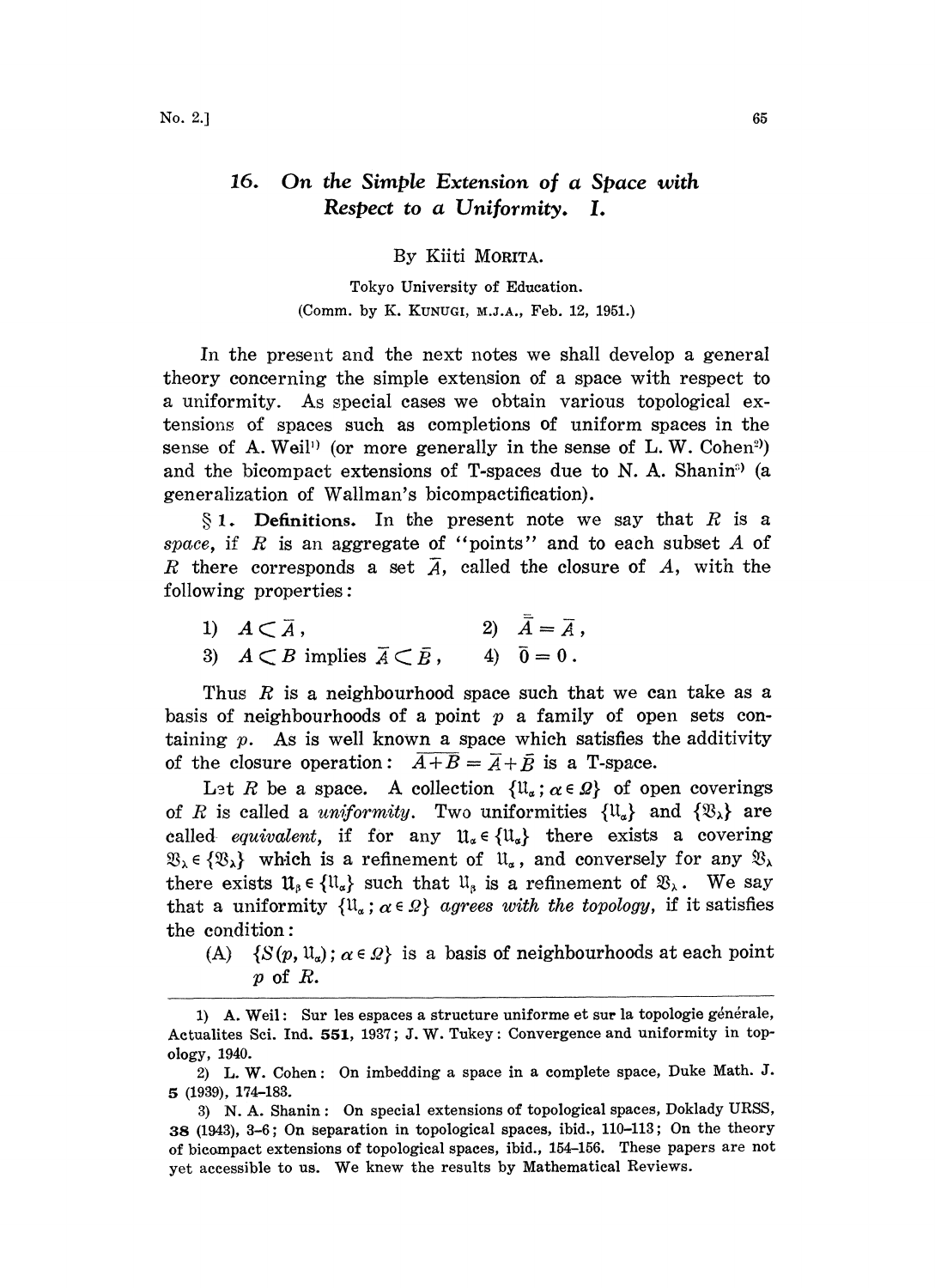# 16. On the Simple Extension of a Space with Respect to a Uniformity. I.

By Kiiti MORITA.

Tokyo University of Education.

(Comm. by K. KUNUGI, M.J.A., Feb. 12, 1951.)

In the present and the next notes we shall develop a general theory concerning the simple extension of a space with respect to a uniformity. As special cases we obtain various topological extensions of spaces such as completions of uniform spaces in the sense of A. Weil[1] (or more generally in the sense of L. W. Cohen[2]) and the bicompact extensions of T-spaces due to N. A. Shanin[3] (a generalization of Wallman's bicompactification).

§ 1. **Definitions.** In the present note we say that $R$ is a *space*, if $R$ is an aggregate of "points" and to each subset $A$ of $R$ there corresponds a set $\bar{A}$, called the closure of $A$, with the following properties:

1) $A \subset \bar{A}$, 2) $\bar{\bar{A}} = \bar{A}$,
3) $A \subset B$ implies $\bar{A} \subset \bar{B}$, 4) $\bar{0} = 0$.

Thus $R$ is a neighbourhood space such that we can take as a basis of neighbourhoods of a point $p$ a family of open sets containing $p$. As is well known a space which satisfies the additivity of the closure operation: $\overline{A+B} = \bar{A} + \bar{B}$ is a T-space.

Let $R$ be a space. A collection $\{\mathfrak{U}_\alpha; \alpha \in \Omega\}$ of open coverings of $R$ is called a *uniformity*. Two uniformities $\{\mathfrak{U}_\alpha\}$ and $\{\mathfrak{V}_\lambda\}$ are called *equivalent*, if for any $\mathfrak{U}_\alpha \in \{\mathfrak{U}_\alpha\}$ there exists a covering $\mathfrak{V}_\lambda \in \{\mathfrak{V}_\lambda\}$ which is a refinement of $\mathfrak{U}_\alpha$, and conversely for any $\mathfrak{V}_\lambda$ there exists $\mathfrak{U}_\beta \in \{\mathfrak{U}_\alpha\}$ such that $\mathfrak{U}_\beta$ is a refinement of $\mathfrak{V}_\lambda$. We say that a uniformity $\{\mathfrak{U}_\alpha; \alpha \in \Omega\}$ *agrees with the topology*, if it satisfies the condition:

(A) $\{S(p, \mathfrak{U}_\alpha); \alpha \in \Omega\}$ is a basis of neighbourhoods at each point $p$ of $R$.

---

1) A. Weil: Sur les espaces a structure uniforme et sur la topologie générale, Actualites Sci. Ind. **551**, 1937; J. W. Tukey: Convergence and uniformity in topology, 1940.

2) L. W. Cohen: On imbedding a space in a complete space, Duke Math. J. **5** (1939), 174–183.

3) N. A. Shanin: On special extensions of topological spaces, Doklady URSS, **38** (1943), 3–6; On separation in topological spaces, ibid., 110–113; On the theory of bicompact extensions of topological spaces, ibid., 154–156. These papers are not yet accessible to us. We knew the results by Mathematical Reviews.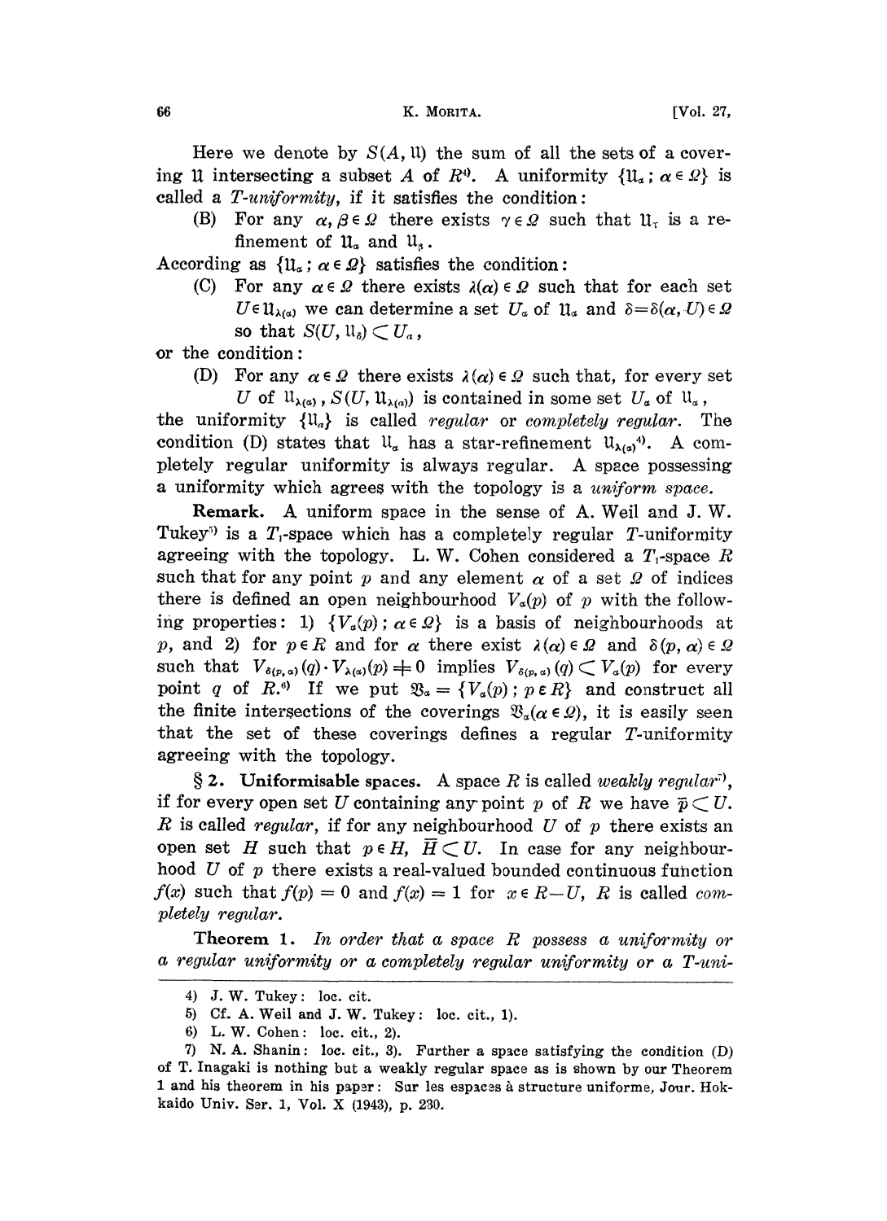Here we denote by $S(A, \mathfrak{U})$ the sum of all the sets of a covering $\mathfrak{U}$ of $R$[4]. A uniformity $\{\mathfrak{U}_\alpha ; \alpha \in \Omega\}$ is called a *T-uniformity*, if it satisfies the condition:

(B) For any $\alpha, \beta \in \Omega$ there exists $\gamma \in \Omega$ such that $\mathfrak{U}_\gamma$ is a refinement of $\mathfrak{U}_\alpha$ and $\mathfrak{U}_\beta$.

According as $\{\mathfrak{U}_\alpha ; \alpha \in \Omega\}$ satisfies the condition:

(C) For any $\alpha \in \Omega$ there exists $\lambda(\alpha) \in \Omega$ such that for each set $U \in \mathfrak{U}_{\lambda(\alpha)}$ we can determine a set $U_\alpha$ of $\mathfrak{U}_\alpha$ and $\delta = \delta(\alpha, U) \in \Omega$ so that $S(U, \mathfrak{U}_\delta) \subset U_\alpha$,

or the condition:

(D) For any $\alpha \in \Omega$ there exists $\lambda(\alpha) \in \Omega$ such that, for every set $U$ of $\mathfrak{U}_{\lambda(\alpha)}$, $S(U, \mathfrak{U}_{\lambda(\alpha)})$ is contained in some set $U_\alpha$ of $\mathfrak{U}_\alpha$,

the uniformity $\{\mathfrak{U}_\alpha\}$ is called *regular* or *completely regular*. The condition (D) states that $\mathfrak{U}_\alpha$ has a star-refinement $\mathfrak{U}_{\lambda(\alpha)}$[4]. A completely regular uniformity is always regular. A space possessing a uniformity which agrees with the topology is a *uniform space*.

**Remark.** A uniform space in the sense of A. Weil and J. W. Tukey[5] is a $T_1$-space which has a completely regular $T$-uniformity agreeing with the topology. L. W. Cohen considered a $T_1$-space $R$ such that for any point $p$ and any element $\alpha$ of a set $\Omega$ of indices there is defined an open neighbourhood $V_\alpha(p)$ of $p$ with the following properties: 1) $\{V_\alpha(p) ; \alpha \in \Omega\}$ is a basis of neighbourhoods at $p$, and 2) for $p \in R$ and for $\alpha$ there exist $\lambda(\alpha) \in \Omega$ and $\delta(p, \alpha) \in \Omega$ such that $V_{\delta(p,\alpha)}(q) \cdot V_{\lambda(\alpha)}(p) \neq 0$ implies $V_{\delta(p,\alpha)}(q) \subset V_\alpha(p)$ for every point $q$ of $R$.[6] If we put $\mathfrak{V}_\alpha = \{V_\alpha(p) ; p \in R\}$ and construct all the finite intersections of the coverings $\mathfrak{V}_\alpha (\alpha \in \Omega)$, it is easily seen that the set of these coverings defines a regular $T$-uniformity agreeing with the topology.

## § 2. Uniformisable spaces.

A space $R$ is called *weakly regular*[7], if for every open set $U$ containing any point $p$ of $R$ we have $\bar{p} \subset U$. $R$ is called *regular*, if for any neighbourhood $U$ of $p$ there exists an open set $H$ such that $p \in H$, $\bar{H} \subset U$. In case for any neighbourhood $U$ of $p$ there exists a real-valued bounded continuous function $f(x)$ such that $f(p) = 0$ and $f(x) = 1$ for $x \in R - U$, $R$ is called *completely regular*.

**Theorem 1.** *In order that a space $R$ possess a uniformity or a regular uniformity or a completely regular uniformity or a T-uni-*

---

4) J. W. Tukey: loc. cit.

5) Cf. A. Weil and J. W. Tukey: loc. cit., 1).

6) L. W. Cohen: loc. cit., 2).

7) N. A. Shanin: loc. cit., 3). Further a space satisfying the condition (D) of T. Inagaki is nothing but a weakly regular space as is shown by our Theorem 1 and his theorem in his paper: Sur les espaces à structure uniforme, Jour. Hokkaido Univ. Ser. 1, Vol. X (1943), p. 230.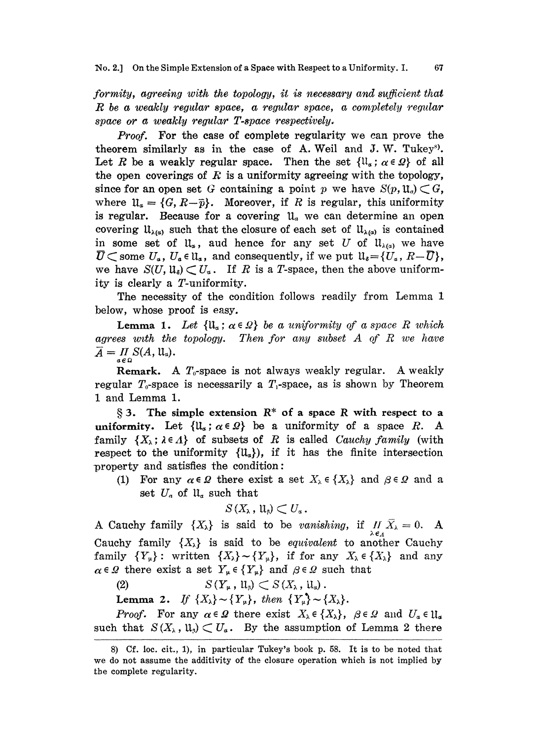*formity, agreeing with the topology, it is necessary and sufficient that $R$ be a weakly regular space, a regular space, a completely regular space or a weakly regular T-space respectively.*

*Proof.* For the case of complete regularity we can prove the theorem similarly as in the case of A. Weil and J. W. Tukey[8]. Let $R$ be a weakly regular space. Then the set $\{\mathfrak{U}_\alpha;\ \alpha \in \Omega\}$ of all the open coverings of $R$ is a uniformity agreeing with the topology, since for an open set $G$ containing a point $p$ we have $S(p, \mathfrak{U}_\alpha) \subset G$, where $\mathfrak{U}_\alpha = \{G, R-\bar{p}\}$. Moreover, if $R$ is regular, this uniformity is regular. Because for a covering $\mathfrak{U}_\alpha$ we can determine an open covering $\mathfrak{U}_{\lambda(\alpha)}$ such that the closure of each set of $\mathfrak{U}_{\lambda(\alpha)}$ is contained in some set of $\mathfrak{U}_\alpha$, aud hence for any set $U$ of $\mathfrak{U}_{\lambda(\alpha)}$ we have $\bar{U} \subset$ some $U_\alpha$, $U_\alpha \in \mathfrak{U}_\alpha$, and consequently, if we put $\mathfrak{U}_\delta = \{U_\alpha, R-\bar{U}\}$, we have $S(U, \mathfrak{U}_\delta) \subset U_\alpha$. If $R$ is a $T$-space, then the above uniformity is clearly a $T$-uniformity.

The necessity of the condition follows readily from Lemma 1 below, whose proof is easy.

**Lemma 1.** *Let $\{\mathfrak{U}_\alpha;\ \alpha \in \Omega\}$ be a uniformity of a space $R$ which agrees with the topology. Then for any subset $A$ of $R$ we have $\bar{A} = \prod_{\alpha \in \Omega} S(A, \mathfrak{U}_\alpha)$.*

**Remark.** A $T_0$-space is not always weakly regular. A weakly regular $T_0$-space is necessarily a $T_1$-space, as is shown by Theorem 1 and Lemma 1.

**§ 3. The simple extension $R^*$ of a space $R$ with respect to a uniformity.** Let $\{\mathfrak{U}_\alpha;\ \alpha \in \Omega\}$ be a uniformity of a space $R$. A family $\{X_\lambda;\ \lambda \in \Lambda\}$ of subsets of $R$ is called *Cauchy family* (with respect to the uniformity $\{\mathfrak{U}_\alpha\}$), if it has the finite intersection property and satisfies the condition:

(1) For any $\alpha \in \Omega$ there exist a set $X_\lambda \in \{X_\lambda\}$ and $\beta \in \Omega$ and a set $U_\alpha$ of $\mathfrak{U}_\alpha$ such that

$$S(X_\lambda, \mathfrak{U}_\beta) \subset U_\alpha.$$

A Cauchy family $\{X_\lambda\}$ is said to be *vanishing*, if $\prod_{\lambda \in \Lambda} \bar{X}_\lambda = 0$. A Cauchy family $\{X_\lambda\}$ is said to be *equivalent* to another Cauchy family $\{Y_\mu\}$: written $\{X_\lambda\} \sim \{Y_\mu\}$, if for any $X_\lambda \in \{X_\lambda\}$ and any $\alpha \in \Omega$ there exist a set $Y_\mu \in \{Y_\mu\}$ and $\beta \in \Omega$ such that

(2) $$S(Y_\mu, \mathfrak{U}_\beta) \subset S(X_\lambda, \mathfrak{U}_\alpha).$$

**Lemma 2.** *If $\{X_\lambda\} \sim \{Y_\mu\}$, then $\{Y_\mu\} \sim \{X_\lambda\}$.*

*Proof.* For any $\alpha \in \Omega$ there exist $X_\lambda \in \{X_\lambda\}$, $\beta \in \Omega$ and $U_\alpha \in \mathfrak{U}_\alpha$ such that $S(X_\lambda, \mathfrak{U}_\beta) \subset U_\alpha$. By the assumption of Lemma 2 there

---

8) Cf. loc. cit., 1), in particular Tukey's book p. 58. It is to be noted that we do not assume the additivity of the closure operation which is not implied by the complete regularity.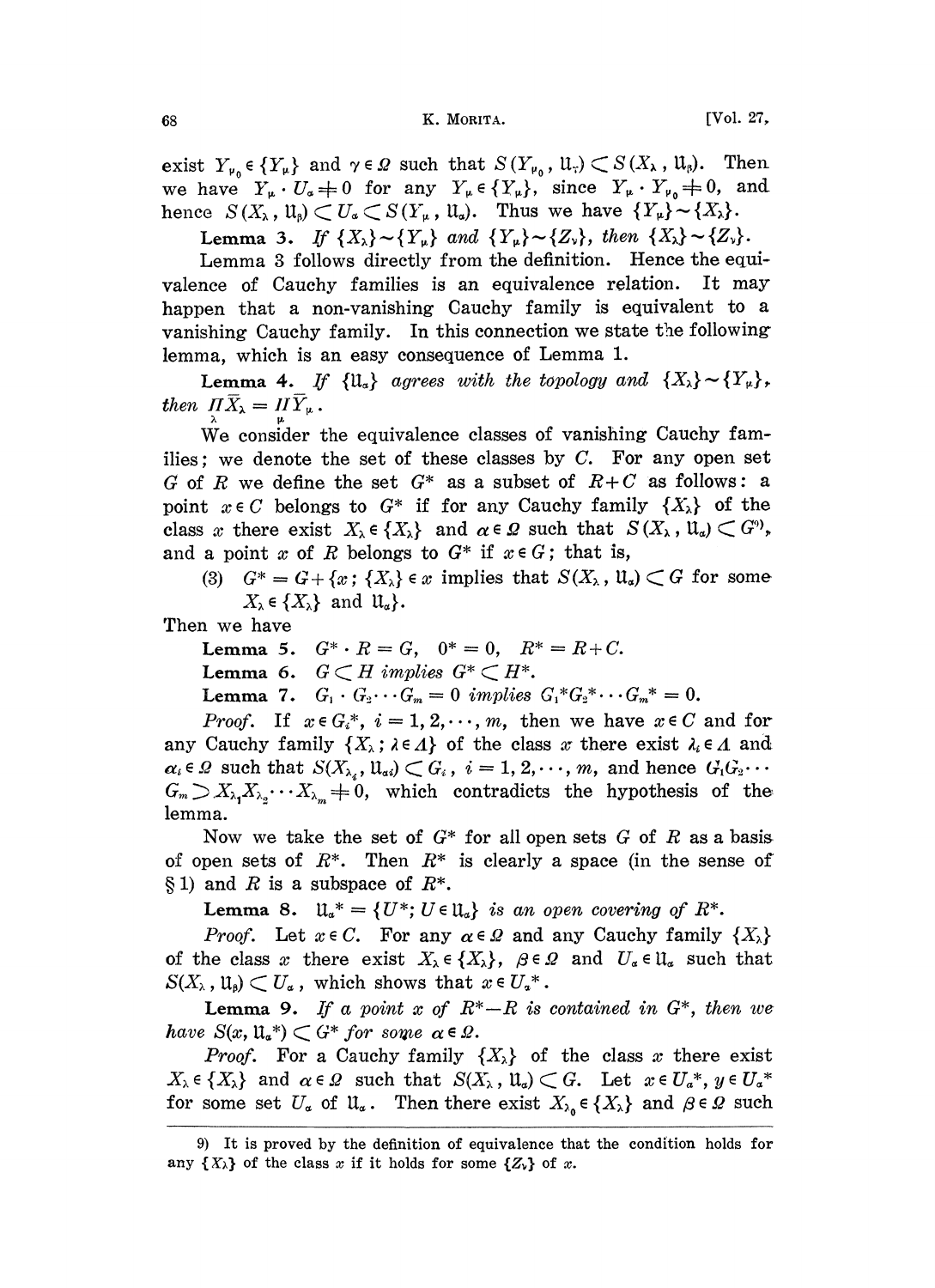exist $Y_{\mu_0} \in \{Y_\mu\}$ and $\gamma \in \Omega$ such that $S(Y_{\mu_0}, \mathfrak{U}_\gamma) \subset S(X_\lambda, \mathfrak{U}_\beta)$. Then we have $Y_\mu \cdot U_\alpha \neq 0$ for any $Y_\mu \in \{Y_\mu\}$, since $Y_\mu \cdot Y_{\mu_0} \neq 0$, and hence $S(X_\lambda, \mathfrak{U}_\beta) \subset U_\alpha \subset S(Y_\mu, \mathfrak{U}_\alpha)$. Thus we have $\{Y_\mu\} \sim \{X_\lambda\}$.

**Lemma 3.** *If $\{X_\lambda\} \sim \{Y_\mu\}$ and $\{Y_\mu\} \sim \{Z_\nu\}$, then $\{X_\lambda\} \sim \{Z_\nu\}$.*

Lemma 3 follows directly from the definition. Hence the equivalence of Cauchy families is an equivalence relation. It may happen that a non-vanishing Cauchy family is equivalent to a vanishing Cauchy family. In this connection we state the following lemma, which is an easy consequence of Lemma 1.

**Lemma 4.** *If $\{\mathfrak{U}_\alpha\}$ agrees with the topology and $\{X_\lambda\} \sim \{Y_\mu\}$, then $\prod_\lambda \bar{X}_\lambda = \prod_\mu \bar{Y}_\mu$.*

We consider the equivalence classes of vanishing Cauchy families; we denote the set of these classes by $C$. For any open set $G$ of $R$ we define the set $G^*$ as a subset of $R+C$ as follows: a point $x \in C$ belongs to $G^*$ if for any Cauchy family $\{X_\lambda\}$ of the class $x$ there exist $X_\lambda \in \{X_\lambda\}$ and $\alpha \in \Omega$ such that $S(X_\lambda, \mathfrak{U}_\alpha) \subset G$[9], and a point $x$ of $R$ belongs to $G^*$ if $x \in G$; that is,

(3) $G^* = G + \{x;\ \{X_\lambda\} \in x$ implies that $S(X_\lambda, \mathfrak{U}_\alpha) \subset G$ for some $X_\lambda \in \{X_\lambda\}$ and $\mathfrak{U}_\alpha\}$.

Then we have

**Lemma 5.** $G^* \cdot R = G, \quad 0^* = 0, \quad R^* = R + C.$

**Lemma 6.** *$G \subset H$ implies $G^* \subset H^*$.*

**Lemma 7.** *$G_1 \cdot G_2 \cdots G_m = 0$ implies $G_1^* G_2^* \cdots G_m^* = 0$.*

*Proof.* If $x \in G_i^*$, $i = 1, 2, \cdots, m$, then we have $x \in C$ and for any Cauchy family $\{X_\lambda;\ \lambda \in \Lambda\}$ of the class $x$ there exist $\lambda_i \in \Lambda$ and $\alpha_i \in \Omega$ such that $S(X_{\lambda_i}, \mathfrak{U}_{\alpha_i}) \subset G_i$, $i = 1, 2, \cdots, m$, and hence $G_1 G_2 \cdots G_m \supset X_{\lambda_1} X_{\lambda_2} \cdots X_{\lambda_m} \neq 0$, which contradicts the hypothesis of the lemma.

Now we take the set of $G^*$ for all open sets $G$ of $R$ as a basis of open sets of $R^*$. Then $R^*$ is clearly a space (in the sense of §1) and $R$ is a subspace of $R^*$.

**Lemma 8.** *$\mathfrak{U}_\alpha^* = \{U^*;\ U \in \mathfrak{U}_\alpha\}$ is an open covering of $R^*$.*

*Proof.* Let $x \in C$. For any $\alpha \in \Omega$ and any Cauchy family $\{X_\lambda\}$ of the class $x$ there exist $X_\lambda \in \{X_\lambda\}$, $\beta \in \Omega$ and $U_\alpha \in \mathfrak{U}_\alpha$ such that $S(X_\lambda, \mathfrak{U}_\beta) \subset U_\alpha$, which shows that $x \in U_\alpha^*$.

**Lemma 9.** *If a point $x$ of $R^* - R$ is contained in $G^*$, then we have $S(x, \mathfrak{U}_\alpha^*) \subset G^*$ for some $\alpha \in \Omega$.*

*Proof.* For a Cauchy family $\{X_\lambda\}$ of the class $x$ there exist $X_\lambda \in \{X_\lambda\}$ and $\alpha \in \Omega$ such that $S(X_\lambda, \mathfrak{U}_\alpha) \subset G$. Let $x \in U_\alpha^*$, $y \in U_\alpha^*$ for some set $U_\alpha$ of $\mathfrak{U}_\alpha$. Then there exist $X_{\lambda_0} \in \{X_\lambda\}$ and $\beta \in \Omega$ such

---

9) It is proved by the definition of equivalence that the condition holds for any $\{X_\lambda\}$ of the class $x$ if it holds for some $\{Z_\nu\}$ of $x$.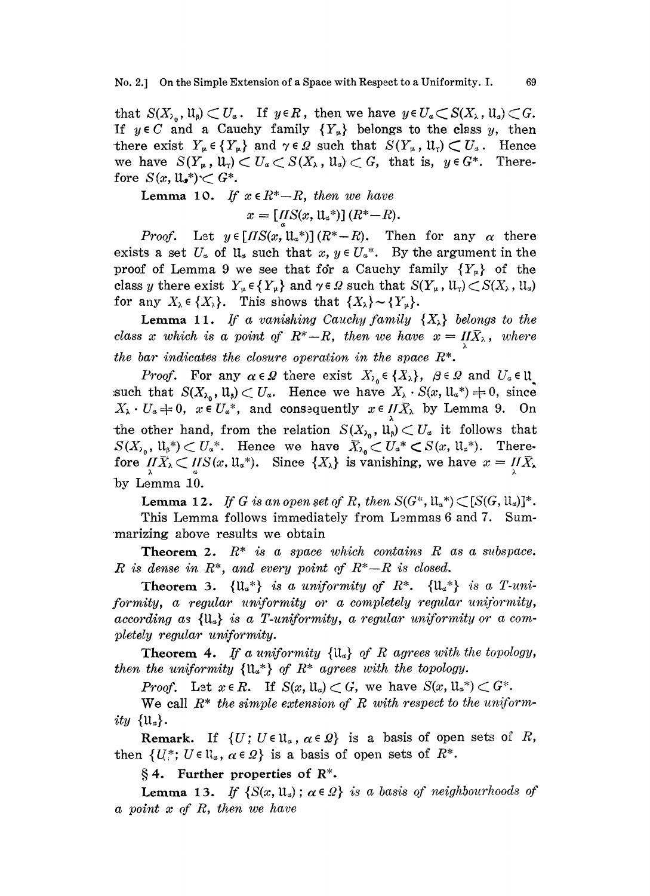that $S(X_{\lambda_0}, \mathfrak{U}_\beta) \subset U_\alpha$. If $y \in R$, then we have $y \in U_\alpha \subset S(X_\lambda, \mathfrak{U}_\alpha) \subset G$. If $y \in C$ and a Cauchy family $\{Y_\mu\}$ belongs to the class $y$, then there exist $Y_\mu \in \{Y_\mu\}$ and $\gamma \in \Omega$ such that $S(Y_\mu, \mathfrak{U}_\gamma) \subset U_\alpha$. Hence we have $S(Y_\mu, \mathfrak{U}_\gamma) \subset U_\alpha \subset S(X_\lambda, \mathfrak{U}_\alpha) \subset G$, that is, $y \in G^*$. Therefore $S(x, \mathfrak{U}_\alpha^*) \subset G^*$.

**Lemma 10.** *If $x \in R^* - R$, then we have*

$$x = [\prod_\alpha S(x, \mathfrak{U}_\alpha^*)] (R^* - R).$$

*Proof.* Let $y \in [\prod S(x, \mathfrak{U}_\alpha^*)] (R^* - R)$. Then for any $\alpha$ there exists a set $U_\alpha$ of $\mathfrak{U}_\alpha$ such that $x, y \in U_\alpha^*$. By the argument in the proof of Lemma 9 we see that for a Cauchy family $\{Y_\mu\}$ of the class $y$ there exist $Y_\mu \in \{Y_\mu\}$ and $\gamma \in \Omega$ such that $S(Y_\mu, \mathfrak{U}_\gamma) \subset S(X_\lambda, \mathfrak{U}_\alpha)$ for any $X_\lambda \in \{X_\lambda\}$. This shows that $\{X_\lambda\} \sim \{Y_\mu\}$.

**Lemma 11.** *If a vanishing Cauchy family $\{X_\lambda\}$ belongs to the class $x$ which is a point of $R^* - R$, then we have $x = \prod_\lambda \bar{X}_\lambda$, where the bar indicates the closure operation in the space $R^*$.*

*Proof.* For any $\alpha \in \Omega$ there exist $X_{\lambda_0} \in \{X_\lambda\}$, $\beta \in \Omega$ and $U_\alpha \in \mathfrak{U}$ such that $S(X_{\lambda_0}, \mathfrak{U}_\beta) \subset U_\alpha$. Hence we have $X_\lambda \cdot S(x, \mathfrak{U}_\alpha^*) \neq 0$, since $X_\lambda \cdot U_\alpha \neq 0$, $x \in U_\alpha^*$, and consequently $x \in \prod_\lambda \bar{X}_\lambda$ by Lemma 9. On the other hand, from the relation $S(X_{\lambda_0}, \mathfrak{U}_\beta) \subset U_\alpha$ it follows that $S(X_{\lambda_0}, \mathfrak{U}_\beta^*) \subset U_\alpha^*$. Hence we have $\bar{X}_{\lambda_0} \subset U_\alpha^* \subset S(x, \mathfrak{U}_\alpha^*)$. Therefore $\prod_\lambda \bar{X}_\lambda \subset \prod_\alpha S(x, \mathfrak{U}_\alpha^*)$. Since $\{X_\lambda\}$ is vanishing, we have $x = \prod_\lambda \bar{X}_\lambda$ by Lemma 10.

**Lemma 12.** *If $G$ is an open set of $R$, then $S(G^*, \mathfrak{U}_\alpha^*) \subset [S(G, \mathfrak{U}_\alpha)]^*$.*

This Lemma follows immediately from Lemmas 6 and 7. Summarizing above results we obtain

**Theorem 2.** *$R^*$ is a space which contains $R$ as a subspace. $R$ is dense in $R^*$, and every point of $R^* - R$ is closed.*

**Theorem 3.** *$\{\mathfrak{U}_\alpha^*\}$ is a uniformity of $R^*$. $\{\mathfrak{U}_\alpha^*\}$ is a T-uniformity, a regular uniformity or a completely regular uniformity, according as $\{\mathfrak{U}_\alpha\}$ is a T-uniformity, a regular uniformity or a completely regular uniformity.*

**Theorem 4.** *If a uniformity $\{\mathfrak{U}_\alpha\}$ of $R$ agrees with the topology, then the uniformity $\{\mathfrak{U}_\alpha^*\}$ of $R^*$ agrees with the topology.*

*Proof.* Let $x \in R$. If $S(x, \mathfrak{U}_\alpha) \subset G$, we have $S(x, \mathfrak{U}_\alpha^*) \subset G^*$.

We call $R^*$ *the simple extension of $R$ with respect to the uniformity $\{\mathfrak{U}_\alpha\}$.*

**Remark.** If $\{U;\, U \in \mathfrak{U}_\alpha,\, \alpha \in \Omega\}$ is a basis of open sets of $R$, then $\{U^*;\, U \in \mathfrak{U}_\alpha,\, \alpha \in \Omega\}$ is a basis of open sets of $R^*$.

## § 4. Further properties of $R^*$.

**Lemma 13.** *If $\{S(x, \mathfrak{U}_\alpha);\, \alpha \in \Omega\}$ is a basis of neighbourhoods of a point $x$ of $R$, then we have*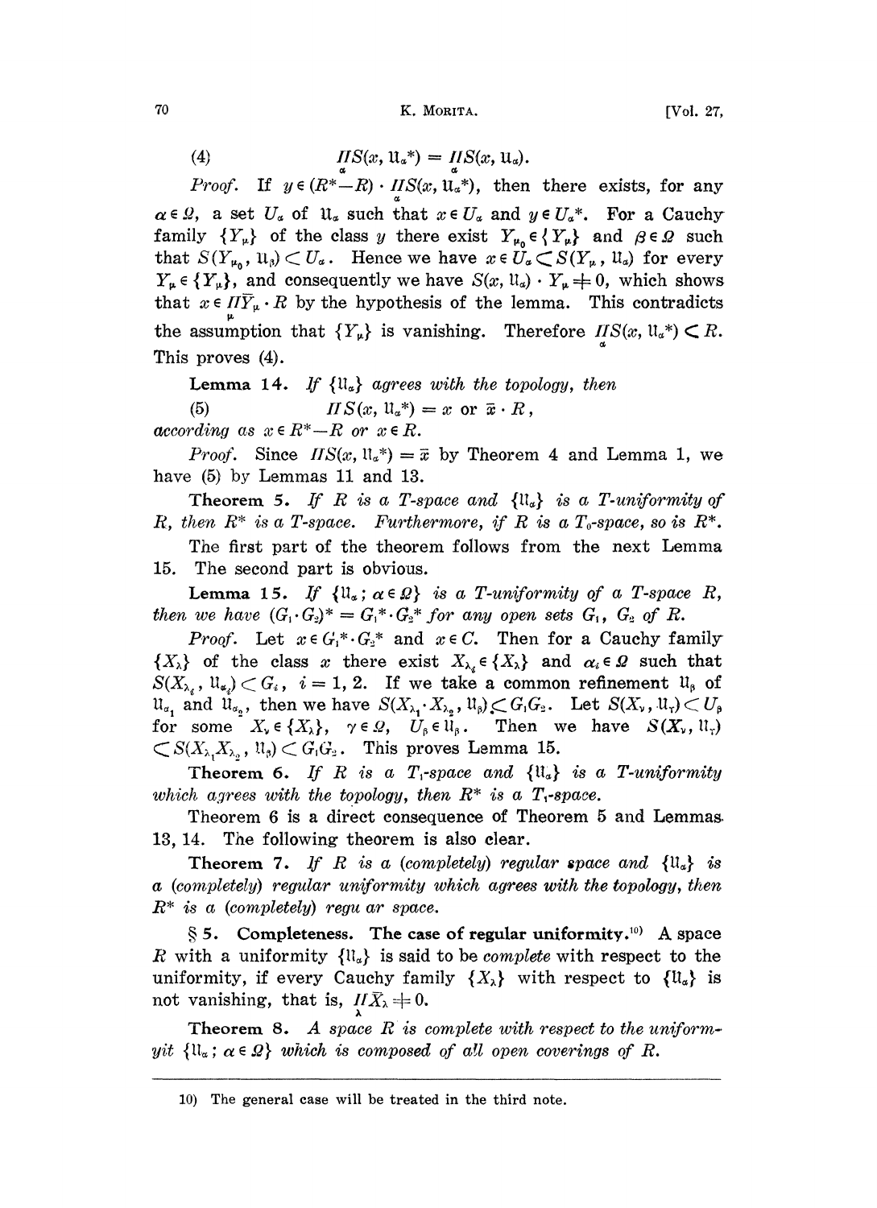(4) $$\prod_{\alpha} S(x, \mathfrak{U}_\alpha^*) = \prod_{\alpha} S(x, \mathfrak{U}_\alpha).$$

*Proof.* If $y \in (R^* - R) \cdot \prod_{\alpha} S(x, \mathfrak{U}_\alpha^*)$, then there exists, for any $\alpha \in \Omega$, a set $U_\alpha$ of $\mathfrak{U}_\alpha$ such that $x \in U_\alpha$ and $y \in U_\alpha^*$. For a Cauchy family $\{Y_\mu\}$ of the class $y$ there exist $Y_{\mu_0} \in \{Y_\mu\}$ and $\beta \in \Omega$ such that $S(Y_{\mu_0}, \mathfrak{U}_\beta) \subset U_\alpha$. Hence we have $x \in U_\alpha \subset S(Y_\mu, \mathfrak{U}_\alpha)$ for every $Y_\mu \in \{Y_\mu\}$, and consequently we have $S(x, \mathfrak{U}_\alpha) \cdot Y_\mu \neq 0$, which shows that $x \in \prod_{\mu} \bar{Y}_\mu \cdot R$ by the hypothesis of the lemma. This contradicts the assumption that $\{Y_\mu\}$ is vanishing. Therefore $\prod_{\alpha} S(x, \mathfrak{U}_\alpha^*) \subset R$. This proves (4).

**Lemma 14.** *If $\{\mathfrak{U}_\alpha\}$ agrees with the topology, then*

(5) $$\prod S(x, \mathfrak{U}_\alpha^*) = x \text{ or } \bar{x} \cdot R,$$

*according as $x \in R^* - R$ or $x \in R$.*

*Proof.* Since $\prod S(x, \mathfrak{U}_\alpha^*) = \bar{x}$ by Theorem 4 and Lemma 1, we have (5) by Lemmas 11 and 13.

**Theorem 5.** *If $R$ is a T-space and $\{\mathfrak{U}_\alpha\}$ is a T-uniformity of $R$, then $R^*$ is a T-space. Furthermore, if $R$ is a $T_0$-space, so is $R^*$.*

The first part of the theorem follows from the next Lemma 15. The second part is obvious.

**Lemma 15.** *If $\{\mathfrak{U}_\alpha; \alpha \in \Omega\}$ is a T-uniformity of a T-space $R$, then we have $(G_1 \cdot G_2)^* = G_1^* \cdot G_2^*$ for any open sets $G_1$, $G_2$ of $R$.*

*Proof.* Let $x \in G_1^* \cdot G_2^*$ and $x \in C$. Then for a Cauchy family $\{X_\lambda\}$ of the class $x$ there exist $X_{\lambda_i} \in \{X_\lambda\}$ and $\alpha_i \in \Omega$ such that $S(X_{\lambda_i}, \mathfrak{U}_{\alpha_i}) \subset G_i$, $i = 1, 2$. If we take a common refinement $\mathfrak{U}_\beta$ of $\mathfrak{U}_{\alpha_1}$ and $\mathfrak{U}_{\alpha_2}$, then we have $S(X_{\lambda_1} \cdot X_{\lambda_2}, \mathfrak{U}_\beta) \subset G_1 G_2$. Let $S(X_\nu, \mathfrak{U}_\gamma) \subset U_\beta$ for some $X_\nu \in \{X_\lambda\}$, $\gamma \in \Omega$, $U_\beta \in \mathfrak{U}_\beta$. Then we have $S(X_\nu, \mathfrak{U}_\gamma) \subset S(X_{\lambda_1} X_{\lambda_2}, \mathfrak{U}_\beta) \subset G_1 G_2$. This proves Lemma 15.

**Theorem 6.** *If $R$ is a $T_1$-space and $\{\mathfrak{U}_\alpha\}$ is a T-uniformity which agrees with the topology, then $R^*$ is a $T_1$-space.*

Theorem 6 is a direct consequence of Theorem 5 and Lemmas 13, 14. The following theorem is also clear.

**Theorem 7.** *If $R$ is a (completely) regular space and $\{\mathfrak{U}_\alpha\}$ is a (completely) regular uniformity which agrees with the topology, then $R^*$ is a (completely) regu ar space.*

## § 5. Completeness. The case of regular uniformity.[10]

A space $R$ with a uniformity $\{\mathfrak{U}_\alpha\}$ is said to be *complete* with respect to the uniformity, if every Cauchy family $\{X_\lambda\}$ with respect to $\{\mathfrak{U}_\alpha\}$ is not vanishing, that is, $\prod_{\lambda} \bar{X}_\lambda \neq 0$.

**Theorem 8.** *A space $R$ is complete with respect to the uniformyit $\{\mathfrak{U}_\alpha; \alpha \in \Omega\}$ which is composed of all open coverings of $R$.*

---

10) The general case will be treated in the third note.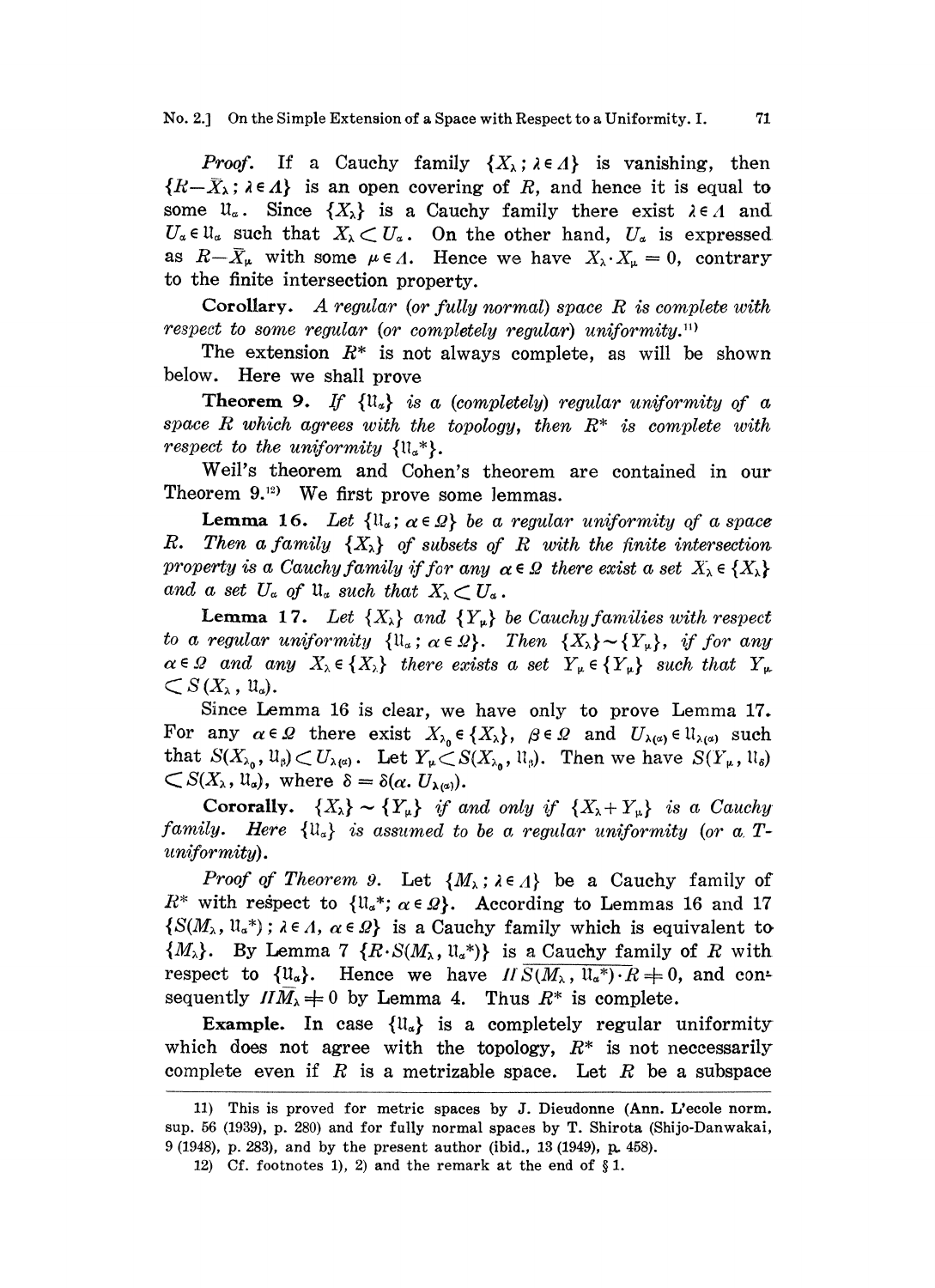*Proof.* If a Cauchy family $\{X_\lambda ; \lambda \in \Lambda\}$ is vanishing, then $\{R-\bar{X}_\lambda ; \lambda \in \Lambda\}$ is an open covering of $R$, and hence it is equal to some $\mathfrak{U}_\alpha$. Since $\{X_\lambda\}$ is a Cauchy family there exist $\lambda \in \Lambda$ and $U_\alpha \in \mathfrak{U}_\alpha$ such that $X_\lambda \subset U_\alpha$. On the other hand, $U_\alpha$ is expressed as $R-\bar{X}_\mu$ with some $\mu \in \Lambda$. Hence we have $X_\lambda \cdot X_\mu = 0$, contrary to the finite intersection property.

**Corollary.** *A regular (or fully normal) space $R$ is complete with respect to some regular (or completely regular) uniformity.*[11]

The extension $R^*$ is not always complete, as will be shown below. Here we shall prove

**Theorem 9.** *If $\{\mathfrak{U}_\alpha\}$ is a (completely) regular uniformity of a space $R$ which agrees with the topology, then $R^*$ is complete with respect to the uniformity $\{\mathfrak{U}_\alpha^*\}$.*

Weil's theorem and Cohen's theorem are contained in our Theorem 9.[12] We first prove some lemmas.

**Lemma 16.** *Let $\{\mathfrak{U}_\alpha ; \alpha \in \Omega\}$ be a regular uniformity of a space $R$. Then a family $\{X_\lambda\}$ of subsets of $R$ with the finite intersection property is a Cauchy family if for any $\alpha \in \Omega$ there exist a set $X_\lambda \in \{X_\lambda\}$ and a set $U_\alpha$ of $\mathfrak{U}_\alpha$ such that $X_\lambda \subset U_\alpha$.*

**Lemma 17.** *Let $\{X_\lambda\}$ and $\{Y_\mu\}$ be Cauchy families with respect to a regular uniformity $\{\mathfrak{U}_\alpha ; \alpha \in \Omega\}$. Then $\{X_\lambda\} \sim \{Y_\mu\}$, if for any $\alpha \in \Omega$ and any $X_\lambda \in \{X_\lambda\}$ there exists a set $Y_\mu \in \{Y_\mu\}$ such that $Y_\mu \subset S(X_\lambda , \mathfrak{U}_\alpha)$.*

Since Lemma 16 is clear, we have only to prove Lemma 17. For any $\alpha \in \Omega$ there exist $X_{\lambda_0} \in \{X_\lambda\}$, $\beta \in \Omega$ and $U_{\lambda(\alpha)} \in \mathfrak{U}_{\lambda(\alpha)}$ such that $S(X_{\lambda_0}, \mathfrak{U}_\beta) \subset U_{\lambda(\alpha)}$. Let $Y_\mu \subset S(X_{\lambda_0}, \mathfrak{U}_\beta)$. Then we have $S(Y_\mu , \mathfrak{U}_\delta) \subset S(X_\lambda , \mathfrak{U}_\alpha)$, where $\delta = \delta(\alpha . U_{\lambda(\alpha)})$.

**Cororally.** *$\{X_\lambda\} \sim \{Y_\mu\}$ if and only if $\{X_\lambda + Y_\mu\}$ is a Cauchy family. Here $\{\mathfrak{U}_\alpha\}$ is assumed to be a regular uniformity (or a $T$-uniformity).*

*Proof of Theorem 9.* Let $\{M_\lambda ; \lambda \in \Lambda\}$ be a Cauchy family of $R^*$ with respect to $\{\mathfrak{U}_\alpha^* ; \alpha \in \Omega\}$. According to Lemmas 16 and 17 $\{S(M_\lambda , \mathfrak{U}_\alpha^*) ; \lambda \in \Lambda , \alpha \in \Omega\}$ is a Cauchy family which is equivalent to $\{M_\lambda\}$. By Lemma 7 $\{R \cdot S(M_\lambda , \mathfrak{U}_\alpha^*)\}$ is a Cauchy family of $R$ with respect to $\{\mathfrak{U}_\alpha\}$. Hence we have $\Pi\, \overline{S(M_\lambda , \mathfrak{U}_\alpha^*) \cdot R} \neq 0$, and consequently $\Pi \bar{M}_\lambda \neq 0$ by Lemma 4. Thus $R^*$ is complete.

**Example.** In case $\{\mathfrak{U}_\alpha\}$ is a completely regular uniformity which does not agree with the topology, $R^*$ is not neccessarily complete even if $R$ is a metrizable space. Let $R$ be a subspace

---

11) This is proved for metric spaces by J. Dieudonne (Ann. L'ecole norm. sup. 56 (1939), p. 280) and for fully normal spaces by T. Shirota (Shijo-Danwakai, 9 (1948), p. 283), and by the present author (ibid., 13 (1949), p. 458).

12) Cf. footnotes 1), 2) and the remark at the end of § 1.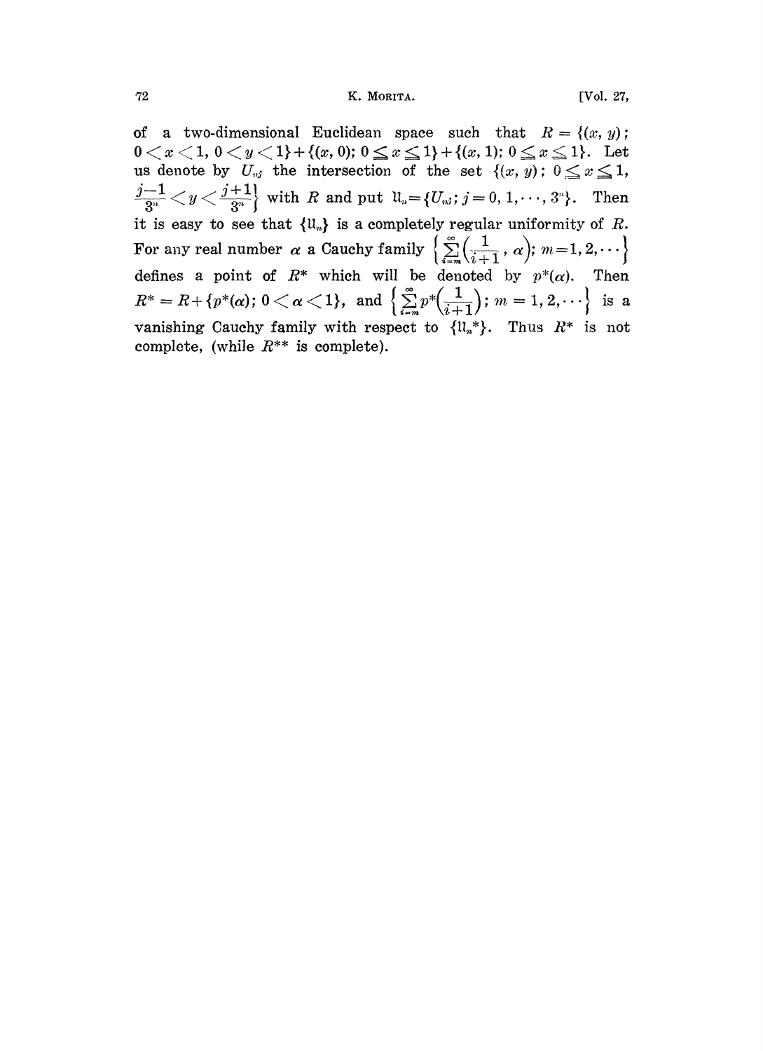of a two-dimensional Euclidean space such that $R = \{(x, y); 0 < x < 1, 0 < y < 1\} + \{(x, 0); 0 \leq x \leq 1\} + \{(x, 1); 0 \leq x \leq 1\}$. Let us denote by $U_{nj}$ the intersection of the set $\{(x, y); 0 \leq x \leq 1, \frac{j-1}{3^n} < y < \frac{j+1}{3^n}\}$ with $R$ and put $\mathfrak{U}_n = \{U_{nj}; j = 0, 1, \cdots, 3^n\}$. Then it is easy to see that $\{\mathfrak{U}_n\}$ is a completely regular uniformity of $R$. For any real number $\alpha$ a Cauchy family $\left\{\sum_{i=m}^{\infty}\left(\frac{1}{i+1}, \alpha\right); m=1, 2, \cdots\right\}$ defines a point of $R^*$ which will be denoted by $p^*(\alpha)$. Then $R^* = R + \{p^*(\alpha); 0 < \alpha < 1\}$, and $\left\{\sum_{i=m}^{\infty} p^*\left(\frac{1}{i+1}\right); m = 1, 2, \cdots\right\}$ is a vanishing Cauchy family with respect to $\{\mathfrak{U}_n^*\}$. Thus $R^*$ is not complete, (while $R^{**}$ is complete).